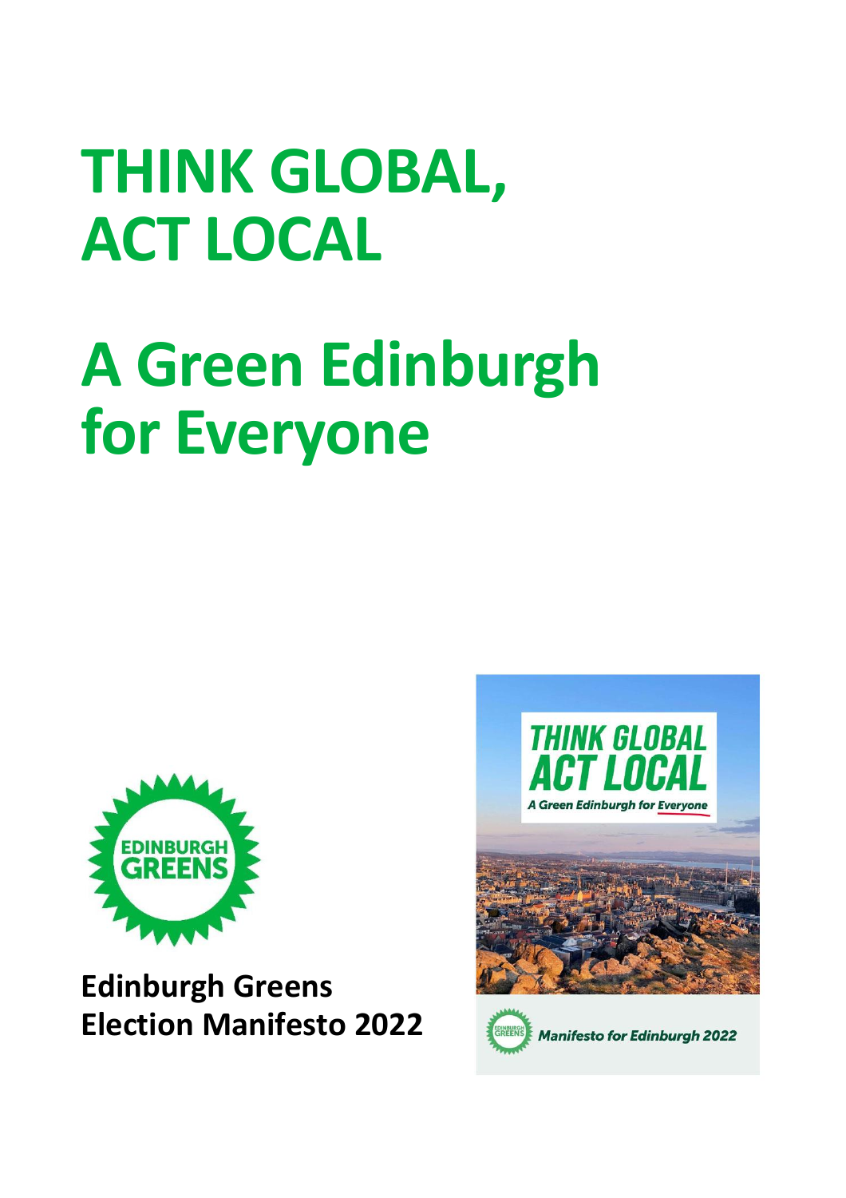# THINK GLOBAL, ACT LOCAL

# A Green Edinburgh for Everyone

**Edinburgh Greens**
**Election Manifesto 2022**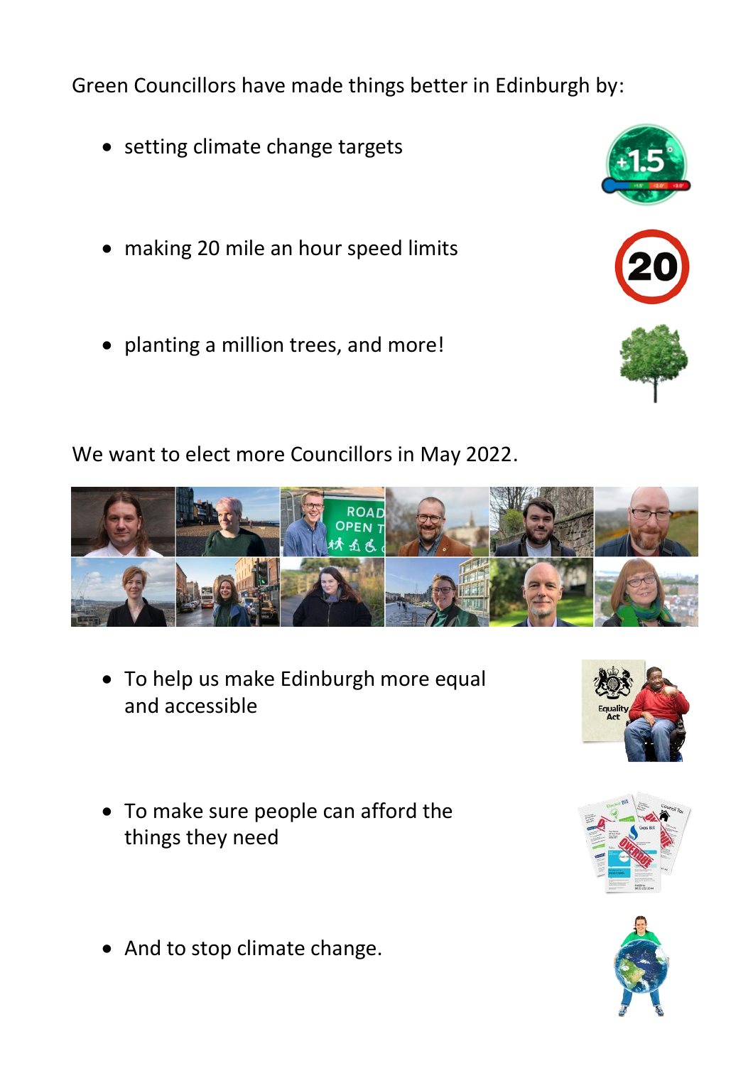Green Councillors have made things better in Edinburgh by:

- setting climate change targets
- making 20 mile an hour speed limits
- planting a million trees, and more!

We want to elect more Councillors in May 2022.

- To help us make Edinburgh more equal and accessible
- To make sure people can afford the things they need
- And to stop climate change.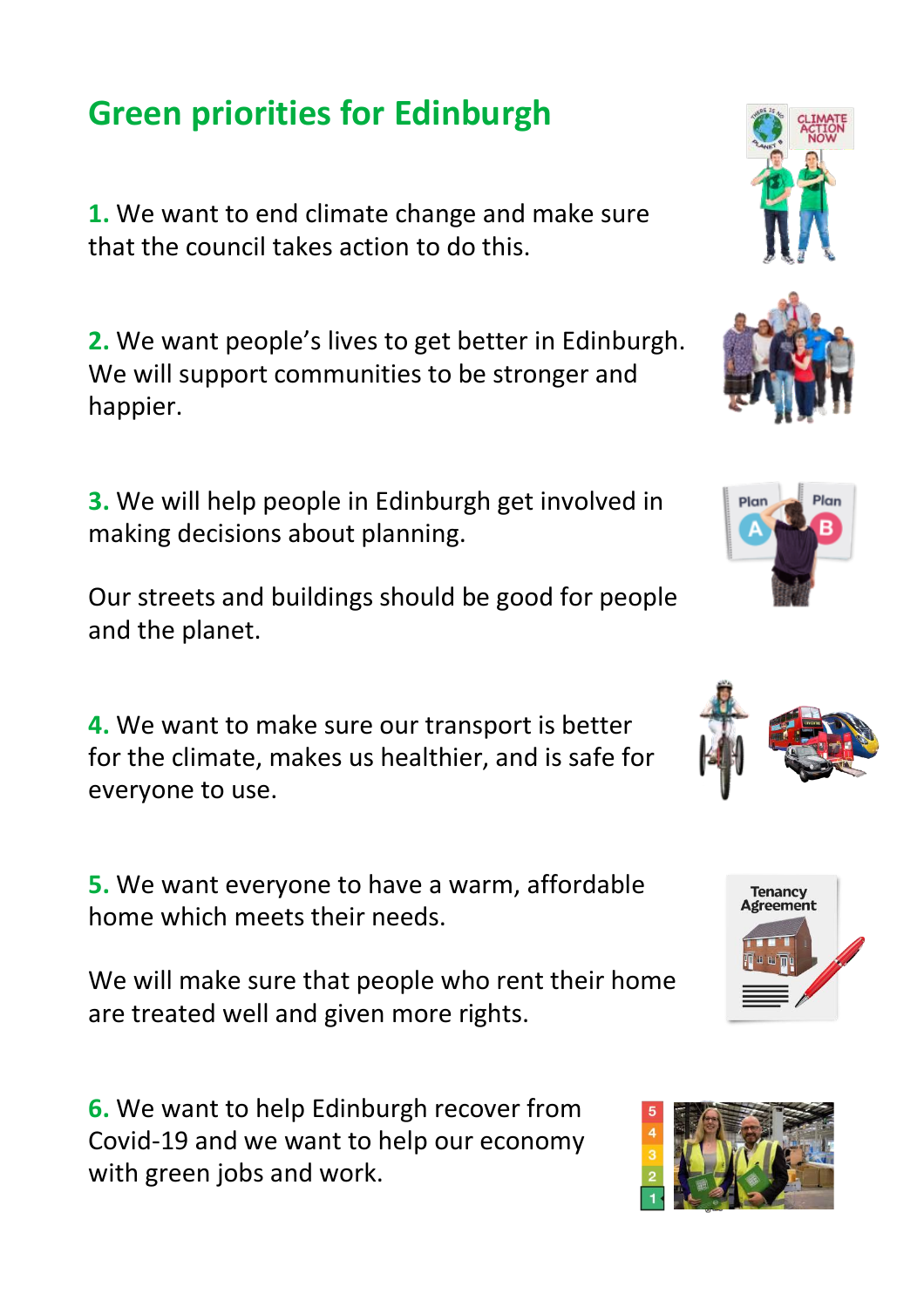# Green priorities for Edinburgh

**1.** We want to end climate change and make sure that the council takes action to do this.

**2.** We want people's lives to get better in Edinburgh. We will support communities to be stronger and happier.

**3.** We will help people in Edinburgh get involved in making decisions about planning.

Our streets and buildings should be good for people and the planet.

**4.** We want to make sure our transport is better for the climate, makes us healthier, and is safe for everyone to use.

**5.** We want everyone to have a warm, affordable home which meets their needs.

We will make sure that people who rent their home are treated well and given more rights.

**6.** We want to help Edinburgh recover from Covid-19 and we want to help our economy with green jobs and work.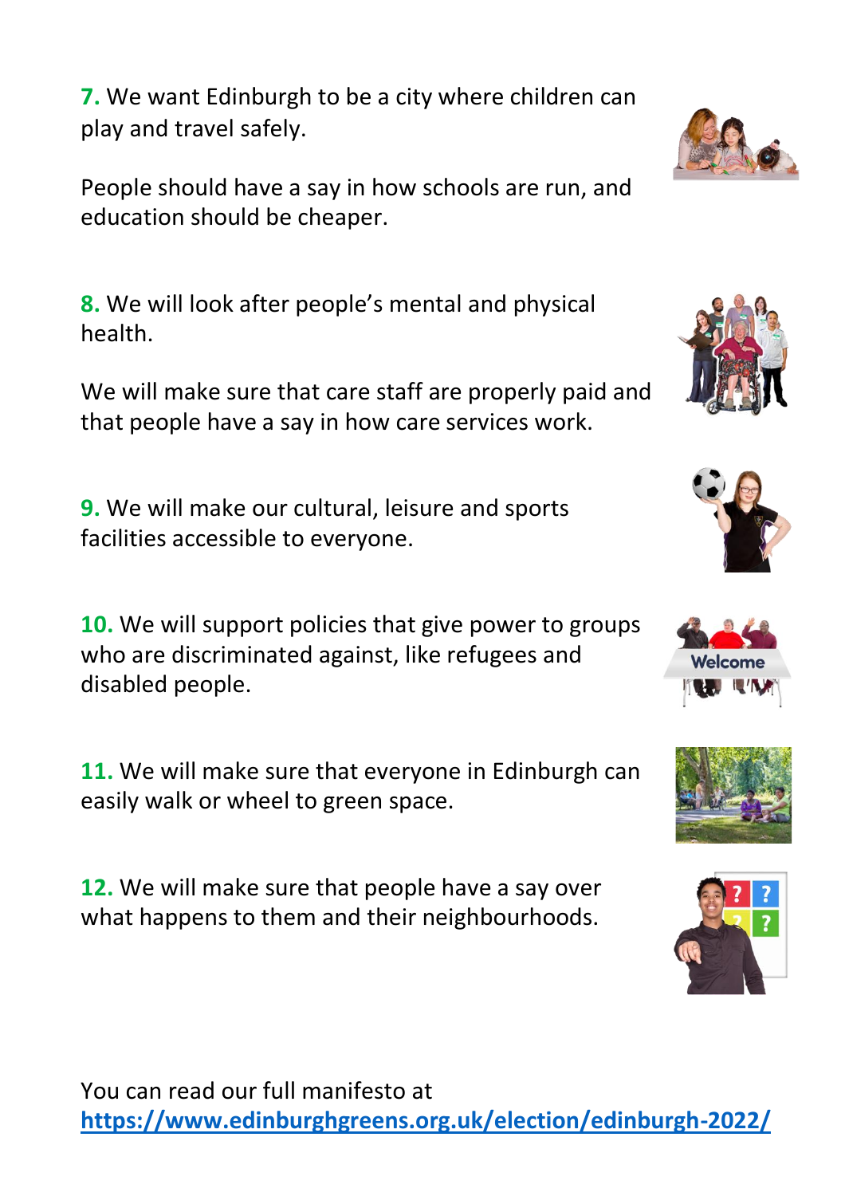**7.** We want Edinburgh to be a city where children can play and travel safely.

People should have a say in how schools are run, and education should be cheaper.

**8.** We will look after people's mental and physical health.

We will make sure that care staff are properly paid and that people have a say in how care services work.

**9.** We will make our cultural, leisure and sports facilities accessible to everyone.

**10.** We will support policies that give power to groups who are discriminated against, like refugees and disabled people.

**11.** We will make sure that everyone in Edinburgh can easily walk or wheel to green space.

**12.** We will make sure that people have a say over what happens to them and their neighbourhoods.

You can read our full manifesto at **https://www.edinburghgreens.org.uk/election/edinburgh-2022/**